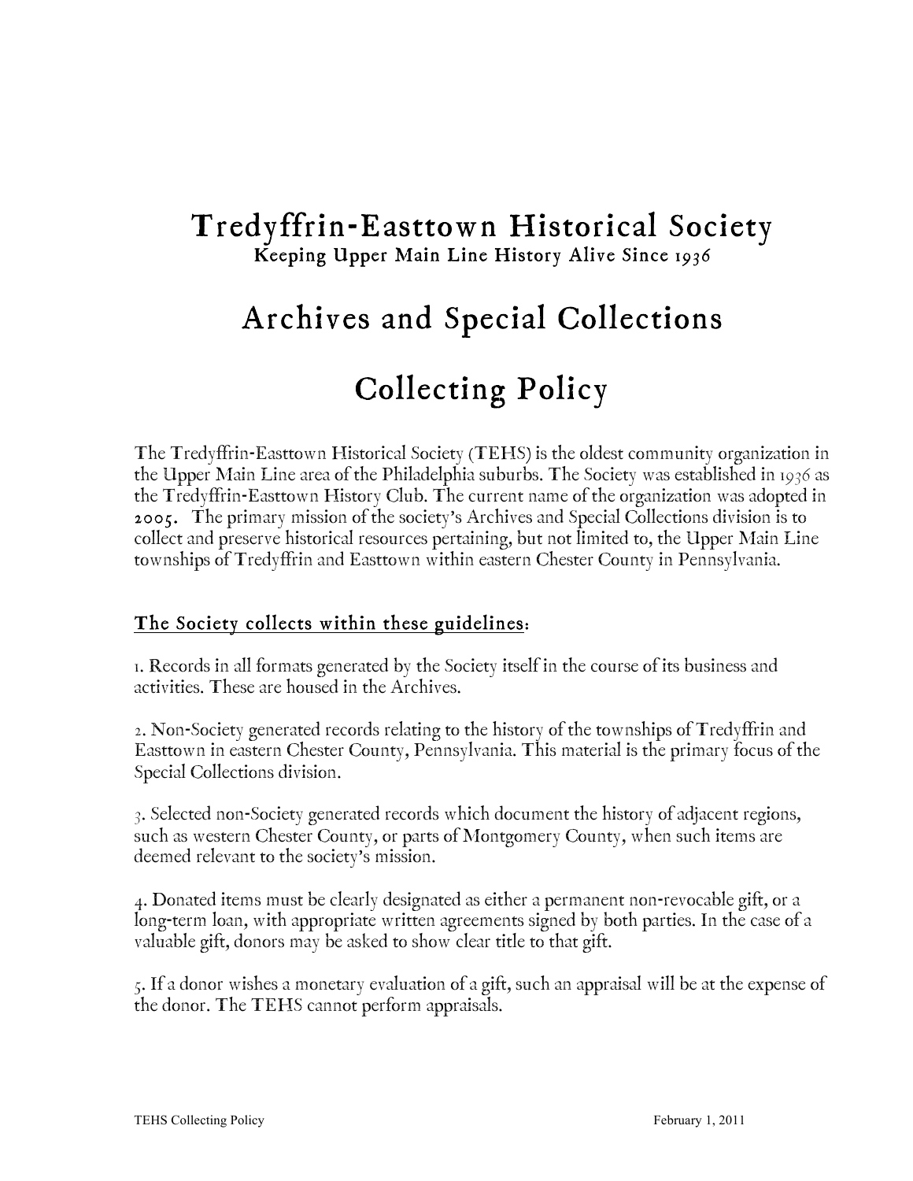# Tredyffrin-Easttown Historical Society

**Keeping Upper Main Line History Alive Since 1936**

# Archives and Special Collections

# Collecting Policy

The Tredyffrin-Easttown Historical Society (TEHS) is the oldest community organization in the Upper Main Line area of the Philadelphia suburbs. The Society was established in 1936 as the Tredyffrin-Easttown History Club. The current name of the organization was adopted in 2005. The primary mission of the society's Archives and Special Collections division is to collect and preserve historical resources pertaining, but not limited to, the Upper Main Line townships of Tredyffrin and Easttown within eastern Chester County in Pennsylvania.

## The Society collects within these guidelines:

1. Records in all formats generated by the Society itself in the course of its business and activities. These are housed in the Archives.

2. Non-Society generated records relating to the history of the townships of Tredyffrin and Easttown in eastern Chester County, Pennsylvania. This material is the primary focus of the Special Collections division.

3. Selected non-Society generated records which document the history of adjacent regions, such as western Chester County, or parts of Montgomery County, when such items are deemed relevant to the society's mission.

4. Donated items must be clearly designated as either a permanent non-revocable gift, or a long-term loan, with appropriate written agreements signed by both parties. In the case of a valuable gift, donors may be asked to show clear title to that gift.

5. If a donor wishes a monetary evaluation of a gift, such an appraisal will be at the expense of the donor. The TEHS cannot perform appraisals.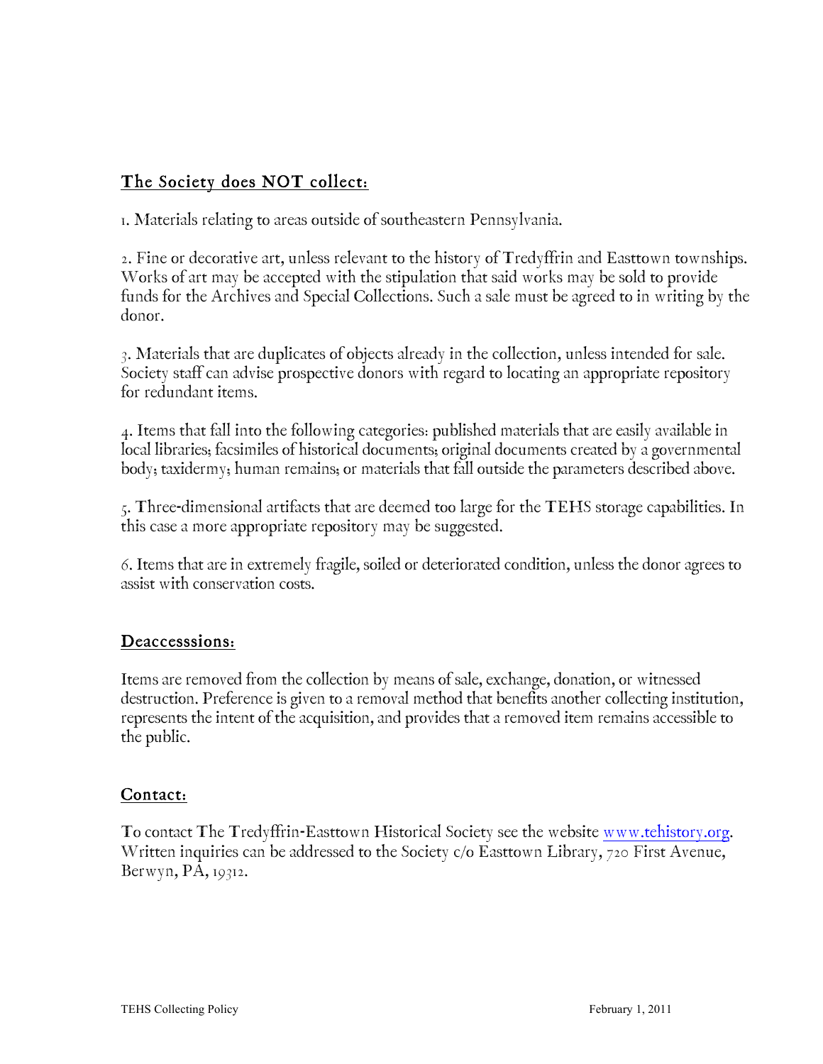## The Society does NOT collect:

1. Materials relating to areas outside of southeastern Pennsylvania.

2. Fine or decorative art, unless relevant to the history of Tredyffrin and Easttown townships. Works of art may be accepted with the stipulation that said works may be sold to provide funds for the Archives and Special Collections. Such a sale must be agreed to in writing by the donor.

3. Materials that are duplicates of objects already in the collection, unless intended for sale. Society staff can advise prospective donors with regard to locating an appropriate repository for redundant items.

4. Items that fall into the following categories: published materials that are easily available in local libraries; facsimiles of historical documents; original documents created by a governmental body; taxidermy; human remains; or materials that fall outside the parameters described above.

5. Three-dimensional artifacts that are deemed too large for the TEHS storage capabilities. In this case a more appropriate repository may be suggested.

6. Items that are in extremely fragile, soiled or deteriorated condition, unless the donor agrees to assist with conservation costs.

## Deaccesssions:

Items are removed from the collection by means of sale, exchange, donation, or witnessed destruction. Preference is given to a removal method that benefits another collecting institution, represents the intent of the acquisition, and provides that a removed item remains accessible to the public.

## Contact:

To contact The Tredyffrin-Easttown Historical Society see the website www.tehistory.org. Written inquiries can be addressed to the Society c/o Easttown Library, 720 First Avenue, Berwyn, PA, 19312.